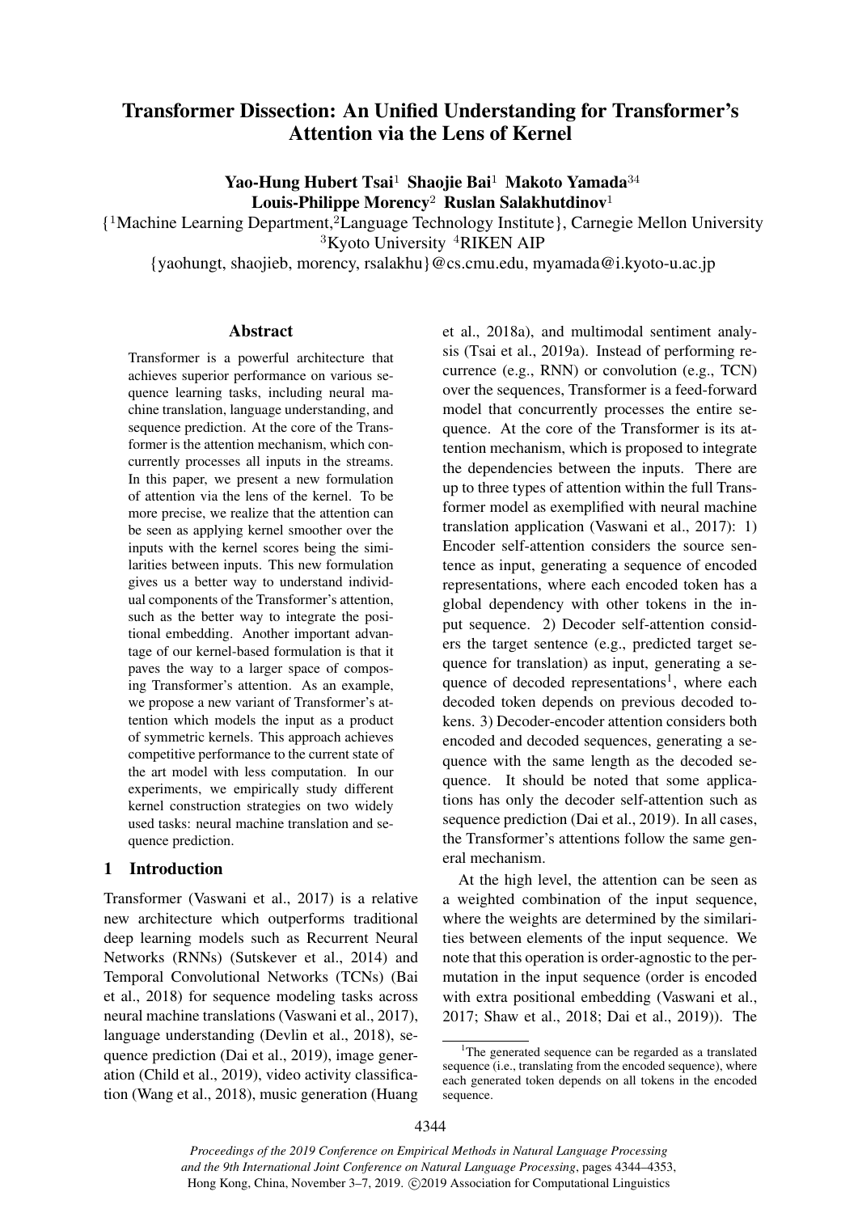# Transformer Dissection: An Unified Understanding for Transformer's Attention via the Lens of Kernel

**Yao-Hung Hubert Tsai**[1] **Shaojie Bai**[1] **Makoto Yamada**[34]
**Louis-Philippe Morency**[2] **Ruslan Salakhutdinov**[1]

{[1]Machine Learning Department,[2]Language Technology Institute}, Carnegie Mellon University
[3]Kyoto University [4]RIKEN AIP
{yaohungt, shaojieb, morency, rsalakhu}@cs.cmu.edu, myamada@i.kyoto-u.ac.jp

## Abstract

Transformer is a powerful architecture that achieves superior performance on various sequence learning tasks, including neural machine translation, language understanding, and sequence prediction. At the core of the Transformer is the attention mechanism, which concurrently processes all inputs in the streams. In this paper, we present a new formulation of attention via the lens of the kernel. To be more precise, we realize that the attention can be seen as applying kernel smoother over the inputs with the kernel scores being the similarities between inputs. This new formulation gives us a better way to understand individual components of the Transformer's attention, such as the better way to integrate the positional embedding. Another important advantage of our kernel-based formulation is that it paves the way to a larger space of composing Transformer's attention. As an example, we propose a new variant of Transformer's attention which models the input as a product of symmetric kernels. This approach achieves competitive performance to the current state of the art model with less computation. In our experiments, we empirically study different kernel construction strategies on two widely used tasks: neural machine translation and sequence prediction.

## 1 Introduction

Transformer (Vaswani et al., 2017) is a relative new architecture which outperforms traditional deep learning models such as Recurrent Neural Networks (RNNs) (Sutskever et al., 2014) and Temporal Convolutional Networks (TCNs) (Bai et al., 2018) for sequence modeling tasks across neural machine translations (Vaswani et al., 2017), language understanding (Devlin et al., 2018), sequence prediction (Dai et al., 2019), image generation (Child et al., 2019), video activity classification (Wang et al., 2018), music generation (Huang et al., 2018a), and multimodal sentiment analysis (Tsai et al., 2019a). Instead of performing recurrence (e.g., RNN) or convolution (e.g., TCN) over the sequences, Transformer is a feed-forward model that concurrently processes the entire sequence. At the core of the Transformer is its attention mechanism, which is proposed to integrate the dependencies between the inputs. There are up to three types of attention within the full Transformer model as exemplified with neural machine translation application (Vaswani et al., 2017): 1) Encoder self-attention considers the source sentence as input, generating a sequence of encoded representations, where each encoded token has a global dependency with other tokens in the input sequence. 2) Decoder self-attention considers the target sentence (e.g., predicted target sequence for translation) as input, generating a sequence of decoded representations[1], where each decoded token depends on previous decoded tokens. 3) Decoder-encoder attention considers both encoded and decoded sequences, generating a sequence with the same length as the decoded sequence. It should be noted that some applications has only the decoder self-attention such as sequence prediction (Dai et al., 2019). In all cases, the Transformer's attentions follow the same general mechanism.

At the high level, the attention can be seen as a weighted combination of the input sequence, where the weights are determined by the similarities between elements of the input sequence. We note that this operation is order-agnostic to the permutation in the input sequence (order is encoded with extra positional embedding (Vaswani et al., 2017; Shaw et al., 2018; Dai et al., 2019)). The

[1]The generated sequence can be regarded as a translated sequence (i.e., translating from the encoded sequence), where each generated token depends on all tokens in the encoded sequence.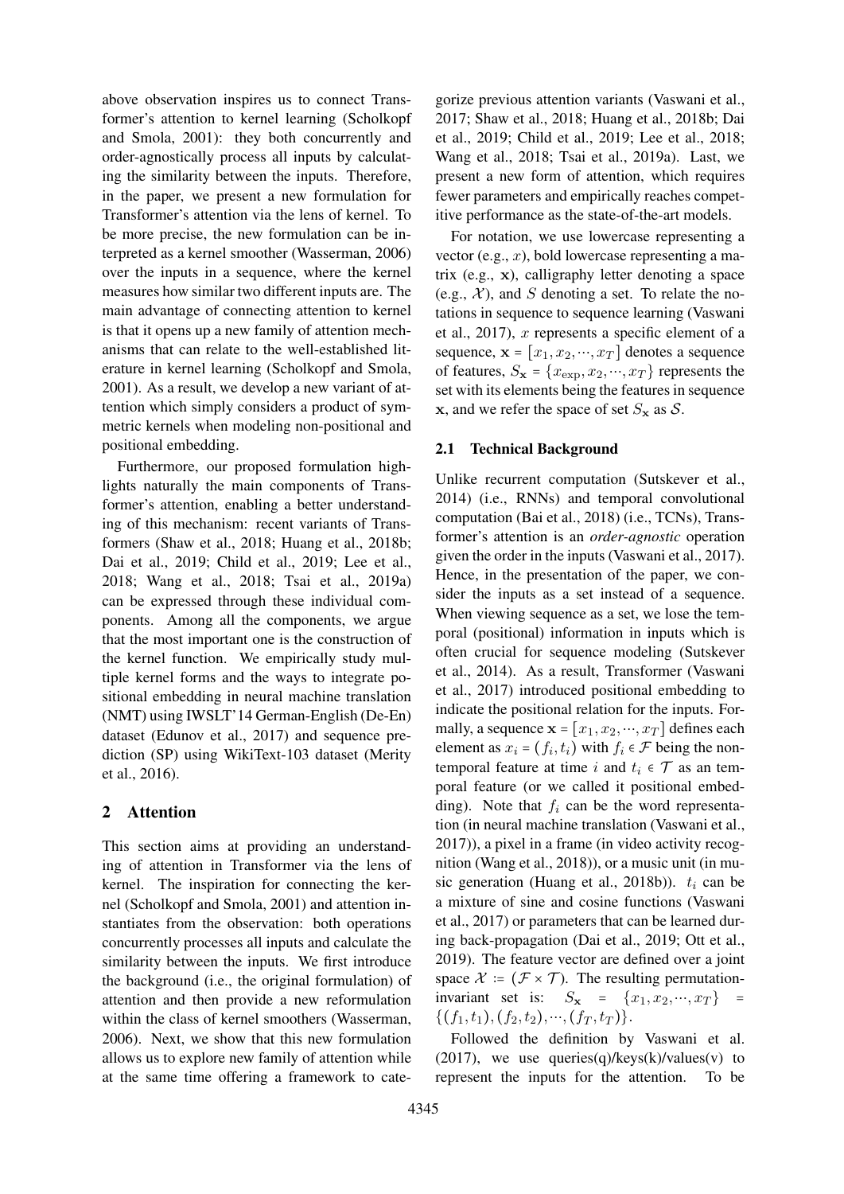above observation inspires us to connect Transformer's attention to kernel learning (Scholkopf and Smola, 2001): they both concurrently and order-agnostically process all inputs by calculating the similarity between the inputs. Therefore, in the paper, we present a new formulation for Transformer's attention via the lens of kernel. To be more precise, the new formulation can be interpreted as a kernel smoother (Wasserman, 2006) over the inputs in a sequence, where the kernel measures how similar two different inputs are. The main advantage of connecting attention to kernel is that it opens up a new family of attention mechanisms that can relate to the well-established literature in kernel learning (Scholkopf and Smola, 2001). As a result, we develop a new variant of attention which simply considers a product of symmetric kernels when modeling non-positional and positional embedding.

Furthermore, our proposed formulation highlights naturally the main components of Transformer's attention, enabling a better understanding of this mechanism: recent variants of Transformers (Shaw et al., 2018; Huang et al., 2018b; Dai et al., 2019; Child et al., 2019; Lee et al., 2018; Wang et al., 2018; Tsai et al., 2019a) can be expressed through these individual components. Among all the components, we argue that the most important one is the construction of the kernel function. We empirically study multiple kernel forms and the ways to integrate positional embedding in neural machine translation (NMT) using IWSLT'14 German-English (De-En) dataset (Edunov et al., 2017) and sequence prediction (SP) using WikiText-103 dataset (Merity et al., 2016).

## 2 Attention

This section aims at providing an understanding of attention in Transformer via the lens of kernel. The inspiration for connecting the kernel (Scholkopf and Smola, 2001) and attention instantiates from the observation: both operations concurrently processes all inputs and calculate the similarity between the inputs. We first introduce the background (i.e., the original formulation) of attention and then provide a new reformulation within the class of kernel smoothers (Wasserman, 2006). Next, we show that this new formulation allows us to explore new family of attention while at the same time offering a framework to categorize previous attention variants (Vaswani et al., 2017; Shaw et al., 2018; Huang et al., 2018b; Dai et al., 2019; Child et al., 2019; Lee et al., 2018; Wang et al., 2018; Tsai et al., 2019a). Last, we present a new form of attention, which requires fewer parameters and empirically reaches competitive performance as the state-of-the-art models.

For notation, we use lowercase representing a vector (e.g., $x$), bold lowercase representing a matrix (e.g., $\mathbf{x}$), calligraphy letter denoting a space (e.g., $\mathcal{X}$), and $S$ denoting a set. To relate the notations in sequence to sequence learning (Vaswani et al., 2017), $x$ represents a specific element of a sequence, $\mathbf{x} = [x_1, x_2, \cdots, x_T]$ denotes a sequence of features, $S_{\mathbf{x}} = \{x_{\exp}, x_2, \cdots, x_T\}$ represents the set with its elements being the features in sequence $\mathbf{x}$, and we refer the space of set $S_{\mathbf{x}}$ as $\mathcal{S}$.

### 2.1 Technical Background

Unlike recurrent computation (Sutskever et al., 2014) (i.e., RNNs) and temporal convolutional computation (Bai et al., 2018) (i.e., TCNs), Transformer's attention is an *order-agnostic* operation given the order in the inputs (Vaswani et al., 2017). Hence, in the presentation of the paper, we consider the inputs as a set instead of a sequence. When viewing sequence as a set, we lose the temporal (positional) information in inputs which is often crucial for sequence modeling (Sutskever et al., 2014). As a result, Transformer (Vaswani et al., 2017) introduced positional embedding to indicate the positional relation for the inputs. Formally, a sequence $\mathbf{x} = [x_1, x_2, \cdots, x_T]$ defines each element as $x_i = (f_i, t_i)$ with $f_i \in \mathcal{F}$ being the non-temporal feature at time $i$ and $t_i \in \mathcal{T}$ as an temporal feature (or we called it positional embedding). Note that $f_i$ can be the word representation (in neural machine translation (Vaswani et al., 2017)), a pixel in a frame (in video activity recognition (Wang et al., 2018)), or a music unit (in music generation (Huang et al., 2018b)). $t_i$ can be a mixture of sine and cosine functions (Vaswani et al., 2017) or parameters that can be learned during back-propagation (Dai et al., 2019; Ott et al., 2019). The feature vector are defined over a joint space $\mathcal{X} := (\mathcal{F} \times \mathcal{T})$. The resulting permutation-invariant set is: $S_{\mathbf{x}} = \{x_1, x_2, \cdots, x_T\} = \{(f_1, t_1), (f_2, t_2), \cdots, (f_T, t_T)\}$.

Followed the definition by Vaswani et al. (2017), we use queries(q)/keys(k)/values(v) to represent the inputs for the attention. To be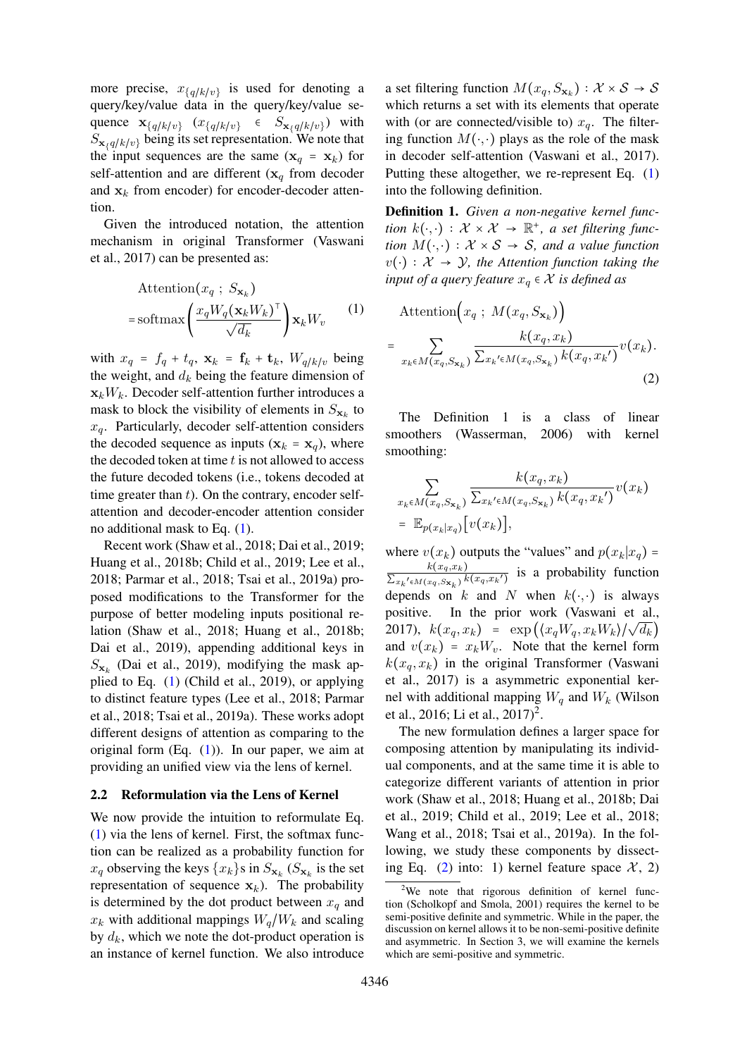more precise, $x_{\{q/k/v\}}$ is used for denoting a query/key/value data in the query/key/value sequence $\mathbf{x}_{\{q/k/v\}}$ ($x_{\{q/k/v\}} \in S_{\mathbf{x}_{\{q/k/v\}}}$) with $S_{\mathbf{x}_{\{q/k/v\}}}$ being its set representation. We note that the input sequences are the same ($\mathbf{x}_q = \mathbf{x}_k$) for self-attention and are different ($\mathbf{x}_q$ from decoder and $\mathbf{x}_k$ from encoder) for encoder-decoder attention.

Given the introduced notation, the attention mechanism in original Transformer (Vaswani et al., 2017) can be presented as:

$$\begin{aligned}&\text{Attention}(x_q \ ; \ S_{\mathbf{x}_k})\\ &= \text{softmax}\left(\frac{x_q W_q (\mathbf{x}_k W_k)^\top}{\sqrt{d_k}}\right)\mathbf{x}_k W_v\end{aligned} \tag{1}$$

with $x_q = f_q + t_q$, $\mathbf{x}_k = \mathbf{f}_k + \mathbf{t}_k$, $W_{q/k/v}$ being the weight, and $d_k$ being the feature dimension of $\mathbf{x}_k W_k$. Decoder self-attention further introduces a mask to block the visibility of elements in $S_{\mathbf{x}_k}$ to $x_q$. Particularly, decoder self-attention considers the decoded sequence as inputs ($\mathbf{x}_k = \mathbf{x}_q$), where the decoded token at time $t$ is not allowed to access the future decoded tokens (i.e., tokens decoded at time greater than $t$). On the contrary, encoder self-attention and decoder-encoder attention consider no additional mask to Eq. (1).

Recent work (Shaw et al., 2018; Dai et al., 2019; Huang et al., 2018b; Child et al., 2019; Lee et al., 2018; Parmar et al., 2018; Tsai et al., 2019a) proposed modifications to the Transformer for the purpose of better modeling inputs positional relation (Shaw et al., 2018; Huang et al., 2018b; Dai et al., 2019), appending additional keys in $S_{\mathbf{x}_k}$ (Dai et al., 2019), modifying the mask applied to Eq. (1) (Child et al., 2019), or applying to distinct feature types (Lee et al., 2018; Parmar et al., 2018; Tsai et al., 2019a). These works adopt different designs of attention as comparing to the original form (Eq. (1)). In our paper, we aim at providing an unified view via the lens of kernel.

## 2.2 Reformulation via the Lens of Kernel

We now provide the intuition to reformulate Eq. (1) via the lens of kernel. First, the softmax function can be realized as a probability function for $x_q$ observing the keys $\{x_k\}$s in $S_{\mathbf{x}_k}$ ($S_{\mathbf{x}_k}$ is the set representation of sequence $\mathbf{x}_k$). The probability is determined by the dot product between $x_q$ and $x_k$ with additional mappings $W_q/W_k$ and scaling by $d_k$, which we note the dot-product operation is an instance of kernel function. We also introduce a set filtering function $M(x_q, S_{\mathbf{x}_k}) : \mathcal{X} \times \mathcal{S} \to \mathcal{S}$ which returns a set with its elements that operate with (or are connected/visible to) $x_q$. The filtering function $M(\cdot,\cdot)$ plays as the role of the mask in decoder self-attention (Vaswani et al., 2017). Putting these altogether, we re-represent Eq. (1) into the following definition.

**Definition 1.** *Given a non-negative kernel function $k(\cdot,\cdot) : \mathcal{X} \times \mathcal{X} \to \mathbb{R}^+$, a set filtering function $M(\cdot,\cdot) : \mathcal{X} \times \mathcal{S} \to \mathcal{S}$, and a value function $v(\cdot) : \mathcal{X} \to \mathcal{Y}$, the Attention function taking the input of a query feature $x_q \in \mathcal{X}$ is defined as*

$$\begin{aligned}&\text{Attention}\Big(x_q \ ; \ M(x_q, S_{\mathbf{x}_k})\Big)\\ &= \sum_{x_k \in M(x_q, S_{\mathbf{x}_k})} \frac{k(x_q, x_k)}{\sum_{x_{k'} \in M(x_q, S_{\mathbf{x}_k})} k(x_q, x_{k'})} v(x_k).\end{aligned} \tag{2}$$

The Definition 1 is a class of linear smoothers (Wasserman, 2006) with kernel smoothing:

$$\begin{aligned}&\sum_{x_k \in M(x_q, S_{\mathbf{x}_k})} \frac{k(x_q, x_k)}{\sum_{x_{k'} \in M(x_q, S_{\mathbf{x}_k})} k(x_q, x_{k'})} v(x_k)\\ &= \mathbb{E}_{p(x_k|x_q)}\big[v(x_k)\big],\end{aligned}$$

where $v(x_k)$ outputs the "values" and $p(x_k|x_q) = \frac{k(x_q,x_k)}{\sum_{x_{k'} \in M(x_q,S_{\mathbf{x}_k})} k(x_q,x_{k'})}$ is a probability function depends on $k$ and $N$ when $k(\cdot,\cdot)$ is always positive. In the prior work (Vaswani et al., 2017), $k(x_q, x_k) = \exp\big(\langle x_q W_q, x_k W_k \rangle / \sqrt{d_k}\big)$ and $v(x_k) = x_k W_v$. Note that the kernel form $k(x_q, x_k)$ in the original Transformer (Vaswani et al., 2017) is a asymmetric exponential kernel with additional mapping $W_q$ and $W_k$ (Wilson et al., 2016; Li et al., 2017)[2].

The new formulation defines a larger space for composing attention by manipulating its individual components, and at the same time it is able to categorize different variants of attention in prior work (Shaw et al., 2018; Huang et al., 2018b; Dai et al., 2019; Child et al., 2019; Lee et al., 2018; Wang et al., 2018; Tsai et al., 2019a). In the following, we study these components by dissecting Eq. (2) into: 1) kernel feature space $\mathcal{X}$, 2)

[2] We note that rigorous definition of kernel function (Scholkopf and Smola, 2001) requires the kernel to be semi-positive definite and symmetric. While in the paper, the discussion on kernel allows it to be non-semi-positive definite and asymmetric. In Section 3, we will examine the kernels which are semi-positive and symmetric.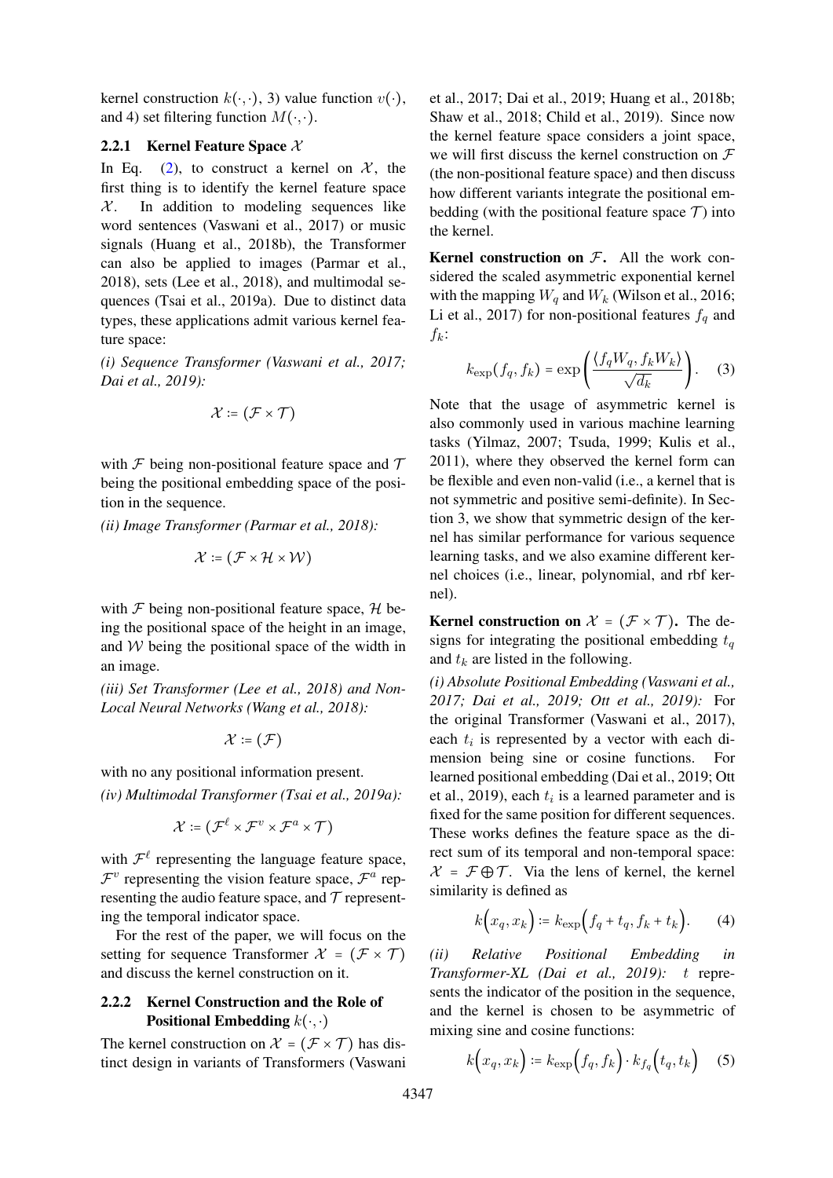kernel construction $k(\cdot, \cdot)$, 3) value function $v(\cdot)$, and 4) set filtering function $M(\cdot, \cdot)$.

### 2.2.1 Kernel Feature Space $\mathcal{X}$

In Eq. (2), to construct a kernel on $\mathcal{X}$, the first thing is to identify the kernel feature space $\mathcal{X}$. In addition to modeling sequences like word sentences (Vaswani et al., 2017) or music signals (Huang et al., 2018b), the Transformer can also be applied to images (Parmar et al., 2018), sets (Lee et al., 2018), and multimodal sequences (Tsai et al., 2019a). Due to distinct data types, these applications admit various kernel feature space:

*(i) Sequence Transformer (Vaswani et al., 2017; Dai et al., 2019):*

$$\mathcal{X} := (\mathcal{F} \times \mathcal{T})$$

with $\mathcal{F}$ being non-positional feature space and $\mathcal{T}$ being the positional embedding space of the position in the sequence.

*(ii) Image Transformer (Parmar et al., 2018):*

$$\mathcal{X} := (\mathcal{F} \times \mathcal{H} \times \mathcal{W})$$

with $\mathcal{F}$ being non-positional feature space, $\mathcal{H}$ being the positional space of the height in an image, and $\mathcal{W}$ being the positional space of the width in an image.

*(iii) Set Transformer (Lee et al., 2018) and Non-Local Neural Networks (Wang et al., 2018):*

$$\mathcal{X} := (\mathcal{F})$$

with no any positional information present.

*(iv) Multimodal Transformer (Tsai et al., 2019a):*

$$\mathcal{X} := (\mathcal{F}^{\ell} \times \mathcal{F}^{v} \times \mathcal{F}^{a} \times \mathcal{T})$$

with $\mathcal{F}^{\ell}$ representing the language feature space, $\mathcal{F}^{v}$ representing the vision feature space, $\mathcal{F}^{a}$ representing the audio feature space, and $\mathcal{T}$ representing the temporal indicator space.

For the rest of the paper, we will focus on the setting for sequence Transformer $\mathcal{X} = (\mathcal{F} \times \mathcal{T})$ and discuss the kernel construction on it.

### 2.2.2 Kernel Construction and the Role of Positional Embedding $k(\cdot, \cdot)$

The kernel construction on $\mathcal{X} = (\mathcal{F} \times \mathcal{T})$ has distinct design in variants of Transformers (Vaswani et al., 2017; Dai et al., 2019; Huang et al., 2018b; Shaw et al., 2018; Child et al., 2019). Since now the kernel feature space considers a joint space, we will first discuss the kernel construction on $\mathcal{F}$ (the non-positional feature space) and then discuss how different variants integrate the positional embedding (with the positional feature space $\mathcal{T}$) into the kernel.

**Kernel construction on $\mathcal{F}$.** All the work considered the scaled asymmetric exponential kernel with the mapping $W_q$ and $W_k$ (Wilson et al., 2016; Li et al., 2017) for non-positional features $f_q$ and $f_k$:

$$k_{\exp}(f_q, f_k) = \exp\left(\frac{\langle f_q W_q, f_k W_k \rangle}{\sqrt{d_k}}\right). \quad (3)$$

Note that the usage of asymmetric kernel is also commonly used in various machine learning tasks (Yilmaz, 2007; Tsuda, 1999; Kulis et al., 2011), where they observed the kernel form can be flexible and even non-valid (i.e., a kernel that is not symmetric and positive semi-definite). In Section 3, we show that symmetric design of the kernel has similar performance for various sequence learning tasks, and we also examine different kernel choices (i.e., linear, polynomial, and rbf kernel).

**Kernel construction on $\mathcal{X} = (\mathcal{F} \times \mathcal{T})$.** The designs for integrating the positional embedding $t_q$ and $t_k$ are listed in the following.

*(i) Absolute Positional Embedding (Vaswani et al., 2017; Dai et al., 2019; Ott et al., 2019):* For the original Transformer (Vaswani et al., 2017), each $t_i$ is represented by a vector with each dimension being sine or cosine functions. For learned positional embedding (Dai et al., 2019; Ott et al., 2019), each $t_i$ is a learned parameter and is fixed for the same position for different sequences. These works defines the feature space as the direct sum of its temporal and non-temporal space: $\mathcal{X} = \mathcal{F} \oplus \mathcal{T}$. Via the lens of kernel, the kernel similarity is defined as

$$k\Big(x_q, x_k\Big) := k_{\exp}\Big(f_q + t_q, f_k + t_k\Big). \quad (4)$$

*(ii) Relative Positional Embedding in Transformer-XL (Dai et al., 2019):* $t$ represents the indicator of the position in the sequence, and the kernel is chosen to be asymmetric of mixing sine and cosine functions:

$$k\Big(x_q, x_k\Big) := k_{\exp}\Big(f_q, f_k\Big) \cdot k_{f_q}\Big(t_q, t_k\Big) \quad (5)$$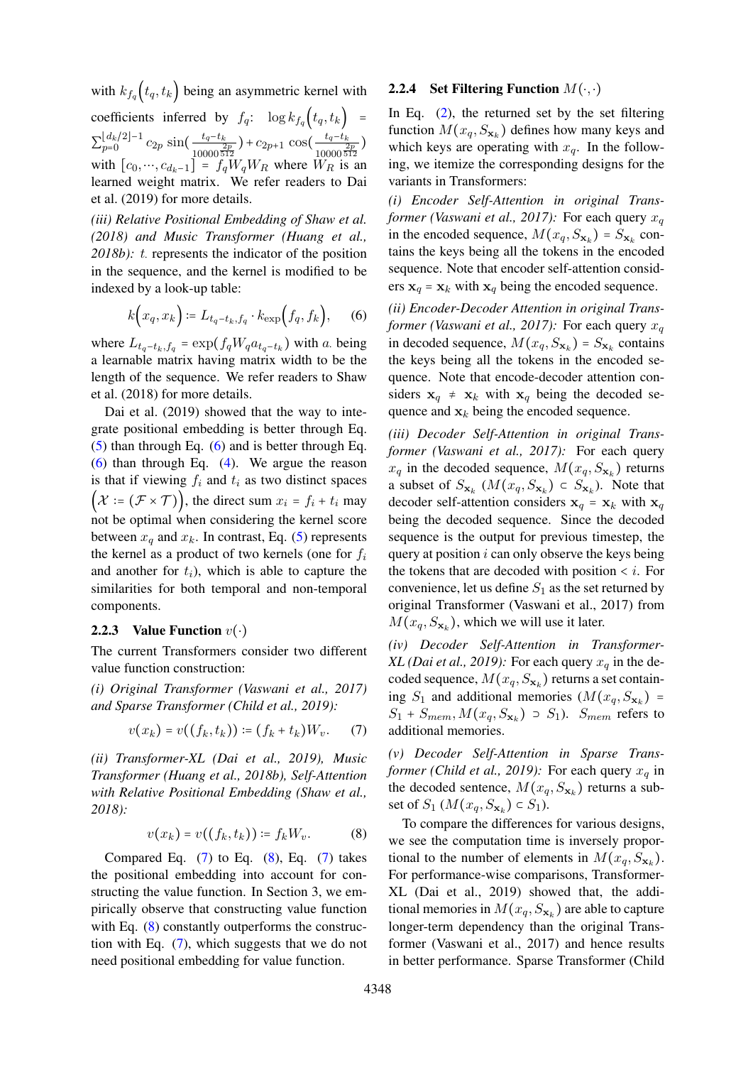with $k_{f_q}\Big(t_q, t_k\Big)$ being an asymmetric kernel with coefficients inferred by $f_q$: $\log k_{f_q}\Big(t_q, t_k\Big) = \sum_{p=0}^{\lfloor d_k/2 \rfloor -1} c_{2p} \sin(\frac{t_q - t_k}{10000^{\frac{2p}{512}}}) + c_{2p+1} \cos(\frac{t_q - t_k}{10000^{\frac{2p}{512}}})$ with $[c_0, \cdots, c_{d_k-1}] = f_q W_q W_R$ where $W_R$ is an learned weight matrix. We refer readers to Dai et al. (2019) for more details.

*(iii) Relative Positional Embedding of Shaw et al. (2018) and Music Transformer (Huang et al., 2018b):* $t_\cdot$ represents the indicator of the position in the sequence, and the kernel is modified to be indexed by a look-up table:

$$k\Big(x_q, x_k\Big) := L_{t_q - t_k, f_q} \cdot k_{\exp}\Big(f_q, f_k\Big), \qquad (6)$$

where $L_{t_q - t_k, f_q} = \exp(f_q W_q a_{t_q - t_k})$ with $a_\cdot$ being a learnable matrix having matrix width to be the length of the sequence. We refer readers to Shaw et al. (2018) for more details.

Dai et al. (2019) showed that the way to integrate positional embedding is better through Eq. (5) than through Eq. (6) and is better through Eq. (6) than through Eq. (4). We argue the reason is that if viewing $f_i$ and $t_i$ as two distinct spaces $\Big(\mathcal{X} := (\mathcal{F} \times \mathcal{T})\Big)$, the direct sum $x_i = f_i + t_i$ may not be optimal when considering the kernel score between $x_q$ and $x_k$. In contrast, Eq. (5) represents the kernel as a product of two kernels (one for $f_i$ and another for $t_i$), which is able to capture the similarities for both temporal and non-temporal components.

#### 2.2.3 Value Function $v(\cdot)$

The current Transformers consider two different value function construction:

*(i) Original Transformer (Vaswani et al., 2017) and Sparse Transformer (Child et al., 2019):*

$$v(x_k) = v((f_k, t_k)) := (f_k + t_k) W_v. \qquad (7)$$

*(ii) Transformer-XL (Dai et al., 2019), Music Transformer (Huang et al., 2018b), Self-Attention with Relative Positional Embedding (Shaw et al., 2018):*

$$v(x_k) = v((f_k, t_k)) := f_k W_v. \qquad (8)$$

Compared Eq. (7) to Eq. (8), Eq. (7) takes the positional embedding into account for constructing the value function. In Section 3, we empirically observe that constructing value function with Eq. (8) constantly outperforms the construction with Eq. (7), which suggests that we do not need positional embedding for value function.

#### 2.2.4 Set Filtering Function $M(\cdot, \cdot)$

In Eq. (2), the returned set by the set filtering function $M(x_q, S_{\mathbf{x}_k})$ defines how many keys and which keys are operating with $x_q$. In the following, we itemize the corresponding designs for the variants in Transformers:

*(i) Encoder Self-Attention in original Transformer (Vaswani et al., 2017):* For each query $x_q$ in the encoded sequence, $M(x_q, S_{\mathbf{x}_k}) = S_{\mathbf{x}_k}$ contains the keys being all the tokens in the encoded sequence. Note that encoder self-attention considers $\mathbf{x}_q = \mathbf{x}_k$ with $\mathbf{x}_q$ being the encoded sequence.

*(ii) Encoder-Decoder Attention in original Transformer (Vaswani et al., 2017):* For each query $x_q$ in decoded sequence, $M(x_q, S_{\mathbf{x}_k}) = S_{\mathbf{x}_k}$ contains the keys being all the tokens in the encoded sequence. Note that encode-decoder attention considers $\mathbf{x}_q \neq \mathbf{x}_k$ with $\mathbf{x}_q$ being the decoded sequence and $\mathbf{x}_k$ being the encoded sequence.

*(iii) Decoder Self-Attention in original Transformer (Vaswani et al., 2017):* For each query $x_q$ in the decoded sequence, $M(x_q, S_{\mathbf{x}_k})$ returns a subset of $S_{\mathbf{x}_k}$ ($M(x_q, S_{\mathbf{x}_k}) \subset S_{\mathbf{x}_k}$). Note that decoder self-attention considers $\mathbf{x}_q = \mathbf{x}_k$ with $\mathbf{x}_q$ being the decoded sequence. Since the decoded sequence is the output for previous timestep, the query at position $i$ can only observe the keys being the tokens that are decoded with position $< i$. For convenience, let us define $S_1$ as the set returned by original Transformer (Vaswani et al., 2017) from $M(x_q, S_{\mathbf{x}_k})$, which we will use it later.

*(iv) Decoder Self-Attention in Transformer-XL (Dai et al., 2019):* For each query $x_q$ in the decoded sequence, $M(x_q, S_{\mathbf{x}_k})$ returns a set containing $S_1$ and additional memories ($M(x_q, S_{\mathbf{x}_k}) = S_1 + S_{mem}, M(x_q, S_{\mathbf{x}_k}) \supset S_1$). $S_{mem}$ refers to additional memories.

*(v) Decoder Self-Attention in Sparse Transformer (Child et al., 2019):* For each query $x_q$ in the decoded sentence, $M(x_q, S_{\mathbf{x}_k})$ returns a subset of $S_1$ ($M(x_q, S_{\mathbf{x}_k}) \subset S_1$).

To compare the differences for various designs, we see the computation time is inversely proportional to the number of elements in $M(x_q, S_{\mathbf{x}_k})$. For performance-wise comparisons, Transformer-XL (Dai et al., 2019) showed that, the additional memories in $M(x_q, S_{\mathbf{x}_k})$ are able to capture longer-term dependency than the original Transformer (Vaswani et al., 2017) and hence results in better performance. Sparse Transformer (Child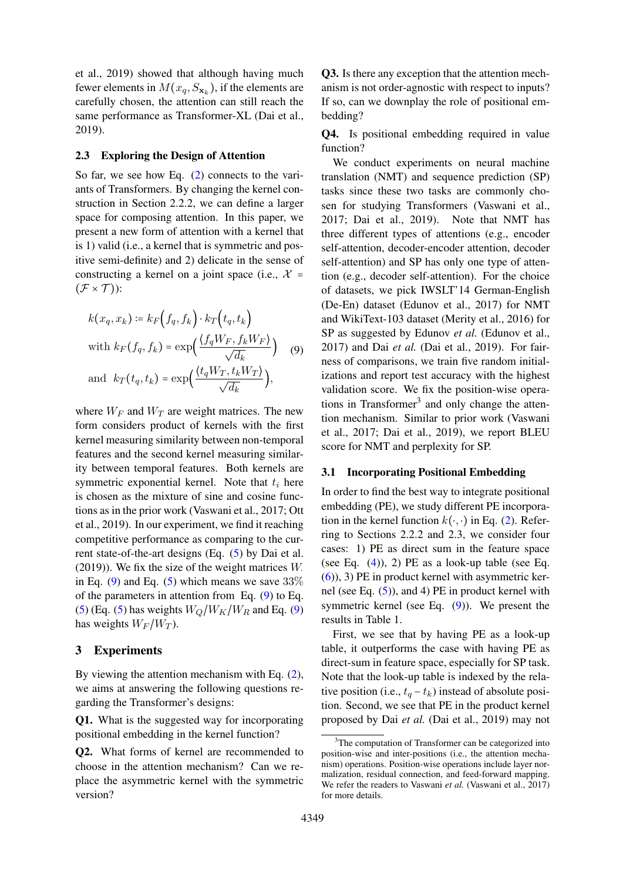et al., 2019) showed that although having much fewer elements in $M(x_q, S_{\mathbf{x}_k})$, if the elements are carefully chosen, the attention can still reach the same performance as Transformer-XL (Dai et al., 2019).

### 2.3 Exploring the Design of Attention

So far, we see how Eq. (2) connects to the variants of Transformers. By changing the kernel construction in Section 2.2.2, we can define a larger space for composing attention. In this paper, we present a new form of attention with a kernel that is 1) valid (i.e., a kernel that is symmetric and positive semi-definite) and 2) delicate in the sense of constructing a kernel on a joint space (i.e., $\mathcal{X} = (\mathcal{F} \times \mathcal{T})$):

$$
\begin{aligned}
& k(x_q, x_k) := k_F\Big(f_q, f_k\Big) \cdot k_T\Big(t_q, t_k\Big) \\
& \text{with } k_F(f_q, f_k) = \exp\Big(\frac{\langle f_q W_F, f_k W_F \rangle}{\sqrt{d_k}}\Big) \\
& \text{and } \ k_T(t_q, t_k) = \exp\Big(\frac{\langle t_q W_T, t_k W_T \rangle}{\sqrt{d_k}}\Big),
\end{aligned}
\tag{9}
$$

where $W_F$ and $W_T$ are weight matrices. The new form considers product of kernels with the first kernel measuring similarity between non-temporal features and the second kernel measuring similarity between temporal features. Both kernels are symmetric exponential kernel. Note that $t_i$ here is chosen as the mixture of sine and cosine functions as in the prior work (Vaswani et al., 2017; Ott et al., 2019). In our experiment, we find it reaching competitive performance as comparing to the current state-of-the-art designs (Eq. (5) by Dai et al. (2019)). We fix the size of the weight matrices $W$. in Eq. (9) and Eq. (5) which means we save $33\%$ of the parameters in attention from Eq. (9) to Eq. (5) (Eq. (5) has weights $W_Q/W_K/W_R$ and Eq. (9) has weights $W_F/W_T$).

## 3 Experiments

By viewing the attention mechanism with Eq. (2), we aims at answering the following questions regarding the Transformer's designs:

**Q1.** What is the suggested way for incorporating positional embedding in the kernel function?

**Q2.** What forms of kernel are recommended to choose in the attention mechanism? Can we replace the asymmetric kernel with the symmetric version?

**Q3.** Is there any exception that the attention mechanism is not order-agnostic with respect to inputs? If so, can we downplay the role of positional embedding?

**Q4.** Is positional embedding required in value function?

We conduct experiments on neural machine translation (NMT) and sequence prediction (SP) tasks since these two tasks are commonly chosen for studying Transformers (Vaswani et al., 2017; Dai et al., 2019). Note that NMT has three different types of attentions (e.g., encoder self-attention, decoder-encoder attention, decoder self-attention) and SP has only one type of attention (e.g., decoder self-attention). For the choice of datasets, we pick IWSLT'14 German-English (De-En) dataset (Edunov et al., 2017) for NMT and WikiText-103 dataset (Merity et al., 2016) for SP as suggested by Edunov *et al.* (Edunov et al., 2017) and Dai *et al.* (Dai et al., 2019). For fairness of comparisons, we train five random initializations and report test accuracy with the highest validation score. We fix the position-wise operations in Transformer[3] and only change the attention mechanism. Similar to prior work (Vaswani et al., 2017; Dai et al., 2019), we report BLEU score for NMT and perplexity for SP.

### 3.1 Incorporating Positional Embedding

In order to find the best way to integrate positional embedding (PE), we study different PE incorporation in the kernel function $k(\cdot, \cdot)$ in Eq. (2). Referring to Sections 2.2.2 and 2.3, we consider four cases: 1) PE as direct sum in the feature space (see Eq. (4)), 2) PE as a look-up table (see Eq. (6)), 3) PE in product kernel with asymmetric kernel (see Eq. (5)), and 4) PE in product kernel with symmetric kernel (see Eq. (9)). We present the results in Table 1.

First, we see that by having PE as a look-up table, it outperforms the case with having PE as direct-sum in feature space, especially for SP task. Note that the look-up table is indexed by the relative position (i.e., $t_q - t_k$) instead of absolute position. Second, we see that PE in the product kernel proposed by Dai *et al.* (Dai et al., 2019) may not

[3] The computation of Transformer can be categorized into position-wise and inter-positions (i.e., the attention mechanism) operations. Position-wise operations include layer normalization, residual connection, and feed-forward mapping. We refer the readers to Vaswani *et al.* (Vaswani et al., 2017) for more details.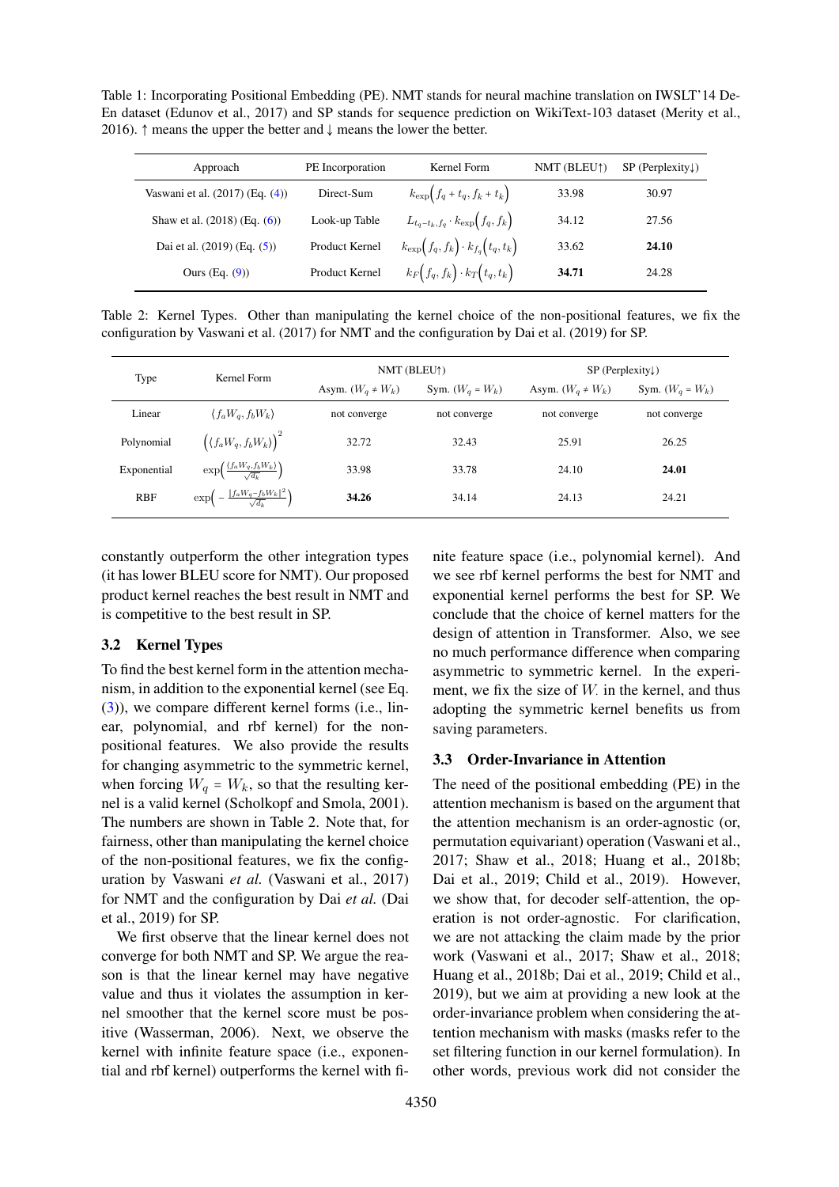Table 1: Incorporating Positional Embedding (PE). NMT stands for neural machine translation on IWSLT'14 De-En dataset (Edunov et al., 2017) and SP stands for sequence prediction on WikiText-103 dataset (Merity et al., 2016). ↑ means the upper the better and ↓ means the lower the better.

| Approach | PE Incorporation | Kernel Form | NMT (BLEU↑) | SP (Perplexity↓) |
|---|---|---|---|---|
| Vaswani et al. (2017) (Eq. (4)) | Direct-Sum | $k_{\exp}\left(f_q + t_q, f_k + t_k\right)$ | 33.98 | 30.97 |
| Shaw et al. (2018) (Eq. (6)) | Look-up Table | $L_{t_q - t_k, f_q} \cdot k_{\exp}\left(f_q, f_k\right)$ | 34.12 | 27.56 |
| Dai et al. (2019) (Eq. (5)) | Product Kernel | $k_{\exp}\left(f_q, f_k\right) \cdot k_{f_q}\left(t_q, t_k\right)$ | 33.62 | **24.10** |
| Ours (Eq. (9)) | Product Kernel | $k_F\left(f_q, f_k\right) \cdot k_T\left(t_q, t_k\right)$ | **34.71** | 24.28 |

Table 2: Kernel Types. Other than manipulating the kernel choice of the non-positional features, we fix the configuration by Vaswani et al. (2017) for NMT and the configuration by Dai et al. (2019) for SP.

| Type | Kernel Form | NMT (BLEU↑) | | SP (Perplexity↓) | |
|---|---|---|---|---|---|
| | | Asym. ($W_q \neq W_k$) | Sym. ($W_q = W_k$) | Asym. ($W_q \neq W_k$) | Sym. ($W_q = W_k$) |
| Linear | $\langle f_a W_q, f_b W_k \rangle$ | not converge | not converge | not converge | not converge |
| Polynomial | $\left(\langle f_a W_q, f_b W_k \rangle\right)^2$ | 32.72 | 32.43 | 25.91 | 26.25 |
| Exponential | $\exp\left(\frac{\langle f_a W_q, f_b W_k \rangle}{\sqrt{d_k}}\right)$ | 33.98 | 33.78 | 24.10 | **24.01** |
| RBF | $\exp\left(-\frac{\lVert f_a W_q - f_b W_k \rVert^2}{\sqrt{d_k}}\right)$ | **34.26** | 34.14 | 24.13 | 24.21 |

constantly outperform the other integration types (it has lower BLEU score for NMT). Our proposed product kernel reaches the best result in NMT and is competitive to the best result in SP.

## 3.2 Kernel Types

To find the best kernel form in the attention mechanism, in addition to the exponential kernel (see Eq. (3)), we compare different kernel forms (i.e., linear, polynomial, and rbf kernel) for the non-positional features. We also provide the results for changing asymmetric to the symmetric kernel, when forcing $W_q = W_k$, so that the resulting kernel is a valid kernel (Scholkopf and Smola, 2001). The numbers are shown in Table 2. Note that, for fairness, other than manipulating the kernel choice of the non-positional features, we fix the configuration by Vaswani *et al.* (Vaswani et al., 2017) for NMT and the configuration by Dai *et al.* (Dai et al., 2019) for SP.

We first observe that the linear kernel does not converge for both NMT and SP. We argue the reason is that the linear kernel may have negative value and thus it violates the assumption in kernel smoother that the kernel score must be positive (Wasserman, 2006). Next, we observe the kernel with infinite feature space (i.e., exponential and rbf kernel) outperforms the kernel with finite feature space (i.e., polynomial kernel). And we see rbf kernel performs the best for NMT and exponential kernel performs the best for SP. We conclude that the choice of kernel matters for the design of attention in Transformer. Also, we see no much performance difference when comparing asymmetric to symmetric kernel. In the experiment, we fix the size of $W_\cdot$ in the kernel, and thus adopting the symmetric kernel benefits us from saving parameters.

## 3.3 Order-Invariance in Attention

The need of the positional embedding (PE) in the attention mechanism is based on the argument that the attention mechanism is an order-agnostic (or, permutation equivariant) operation (Vaswani et al., 2017; Shaw et al., 2018; Huang et al., 2018b; Dai et al., 2019; Child et al., 2019). However, we show that, for decoder self-attention, the operation is not order-agnostic. For clarification, we are not attacking the claim made by the prior work (Vaswani et al., 2017; Shaw et al., 2018; Huang et al., 2018b; Dai et al., 2019; Child et al., 2019), but we aim at providing a new look at the order-invariance problem when considering the attention mechanism with masks (masks refer to the set filtering function in our kernel formulation). In other words, previous work did not consider the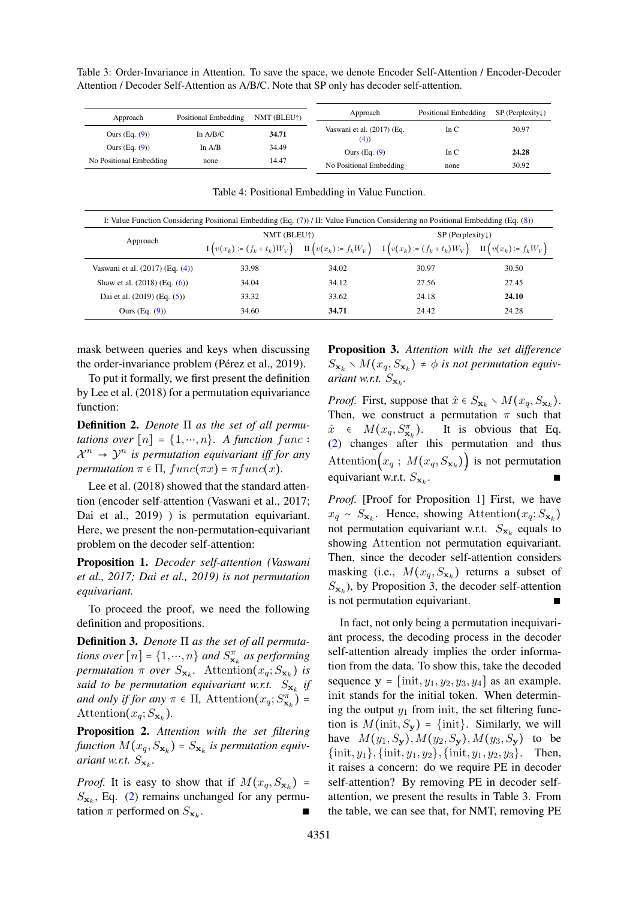Table 3: Order-Invariance in Attention. To save the space, we denote Encoder Self-Attention / Encoder-Decoder Attention / Decoder Self-Attention as A/B/C. Note that SP only has decoder self-attention.

| Approach | Positional Embedding | NMT (BLEU↑) |
|---|---|---|
| Ours (Eq. (9)) | In A/B/C | **34.71** |
| Ours (Eq. (9)) | In A/B | 34.49 |
| No Positional Embedding | none | 14.47 |

| Approach | Positional Embedding | SP (Perplexity↓) |
|---|---|---|
| Vaswani et al. (2017) (Eq. (4)) | In C | 30.97 |
| Ours (Eq. (9)) | In C | **24.28** |
| No Positional Embedding | none | 30.92 |

Table 4: Positional Embedding in Value Function.

I: Value Function Considering Positional Embedding (Eq. (7)) / II: Value Function Considering no Positional Embedding (Eq. (8))

| Approach | NMT (BLEU↑) | | SP (Perplexity↓) | |
|---|---|---|---|---|
| | I $\left(v(x_k) := (f_k + t_k)W_V\right)$ | II $\left(v(x_k) := f_k W_V\right)$ | I $\left(v(x_k) := (f_k + t_k)W_V\right)$ | II $\left(v(x_k) := f_k W_V\right)$ |
| Vaswani et al. (2017) (Eq. (4)) | 33.98 | 34.02 | 30.97 | 30.50 |
| Shaw et al. (2018) (Eq. (6)) | 34.04 | 34.12 | 27.56 | 27.45 |
| Dai et al. (2019) (Eq. (5)) | 33.32 | 33.62 | 24.18 | **24.10** |
| Ours (Eq. (9)) | 34.60 | **34.71** | 24.42 | 24.28 |

mask between queries and keys when discussing the order-invariance problem (Pérez et al., 2019).

To put it formally, we first present the definition by Lee et al. (2018) for a permutation equivariance function:

**Definition 2.** *Denote $\Pi$ as the set of all permutations over $[n] = \{1, \cdots, n\}$. A function $func : \mathcal{X}^n \to \mathcal{Y}^n$ is permutation equivariant iff for any permutation $\pi \in \Pi$, $func(\pi x) = \pi func(x)$.*

Lee et al. (2018) showed that the standard attention (encoder self-attention (Vaswani et al., 2017; Dai et al., 2019) ) is permutation equivariant. Here, we present the non-permutation-equivariant problem on the decoder self-attention:

**Proposition 1.** *Decoder self-attention (Vaswani et al., 2017; Dai et al., 2019) is not permutation equivariant.*

To proceed the proof, we need the following definition and propositions.

**Definition 3.** *Denote $\Pi$ as the set of all permutations over $[n] = \{1, \cdots, n\}$ and $S^{\pi}_{\mathbf{x}_k}$ as performing permutation $\pi$ over $S_{\mathbf{x}_k}$. $\mathrm{Attention}(x_q; S_{\mathbf{x}_k})$ is said to be permutation equivariant w.r.t. $S_{\mathbf{x}_k}$ if and only if for any $\pi \in \Pi$, $\mathrm{Attention}(x_q; S^{\pi}_{\mathbf{x}_k}) = \mathrm{Attention}(x_q; S_{\mathbf{x}_k})$.*

**Proposition 2.** *Attention with the set filtering function $M(x_q, S_{\mathbf{x}_k}) = S_{\mathbf{x}_k}$ is permutation equivariant w.r.t. $S_{\mathbf{x}_k}$.*

*Proof.* It is easy to show that if $M(x_q, S_{\mathbf{x}_k}) = S_{\mathbf{x}_k}$, Eq. (2) remains unchanged for any permutation $\pi$ performed on $S_{\mathbf{x}_k}$. ∎

**Proposition 3.** *Attention with the set difference $S_{\mathbf{x}_k} \setminus M(x_q, S_{\mathbf{x}_k}) \neq \phi$ is not permutation equivariant w.r.t. $S_{\mathbf{x}_k}$.*

*Proof.* First, suppose that $\hat{x} \in S_{\mathbf{x}_k} \setminus M(x_q, S_{\mathbf{x}_k})$. Then, we construct a permutation $\pi$ such that $\hat{x} \in M(x_q, S^{\pi}_{\mathbf{x}_k})$. It is obvious that Eq. (2) changes after this permutation and thus $\mathrm{Attention}\big(x_q \,;\, M(x_q, S_{\mathbf{x}_k})\big)$ is not permutation equivariant w.r.t. $S_{\mathbf{x}_k}$. ∎

*Proof.* [Proof for Proposition 1] First, we have $x_q \sim S_{\mathbf{x}_k}$. Hence, showing $\mathrm{Attention}(x_q; S_{\mathbf{x}_k})$ not permutation equivariant w.r.t. $S_{\mathbf{x}_k}$ equals to showing $\mathrm{Attention}$ not permutation equivariant. Then, since the decoder self-attention considers masking (i.e., $M(x_q, S_{\mathbf{x}_k})$ returns a subset of $S_{\mathbf{x}_k}$), by Proposition 3, the decoder self-attention is not permutation equivariant. ∎

In fact, not only being a permutation inequivariant process, the decoding process in the decoder self-attention already implies the order information from the data. To show this, take the decoded sequence $\mathbf{y} = [\mathrm{init}, y_1, y_2, y_3, y_4]$ as an example. $\mathrm{init}$ stands for the initial token. When determining the output $y_1$ from $\mathrm{init}$, the set filtering function is $M(\mathrm{init}, S_{\mathbf{y}}) = \{\mathrm{init}\}$. Similarly, we will have $M(y_1, S_{\mathbf{y}}), M(y_2, S_{\mathbf{y}}), M(y_3, S_{\mathbf{y}})$ to be $\{\mathrm{init}, y_1\}, \{\mathrm{init}, y_1, y_2\}, \{\mathrm{init}, y_1, y_2, y_3\}$. Then, it raises a concern: do we require PE in decoder self-attention? By removing PE in decoder self-attention, we present the results in Table 3. From the table, we can see that, for NMT, removing PE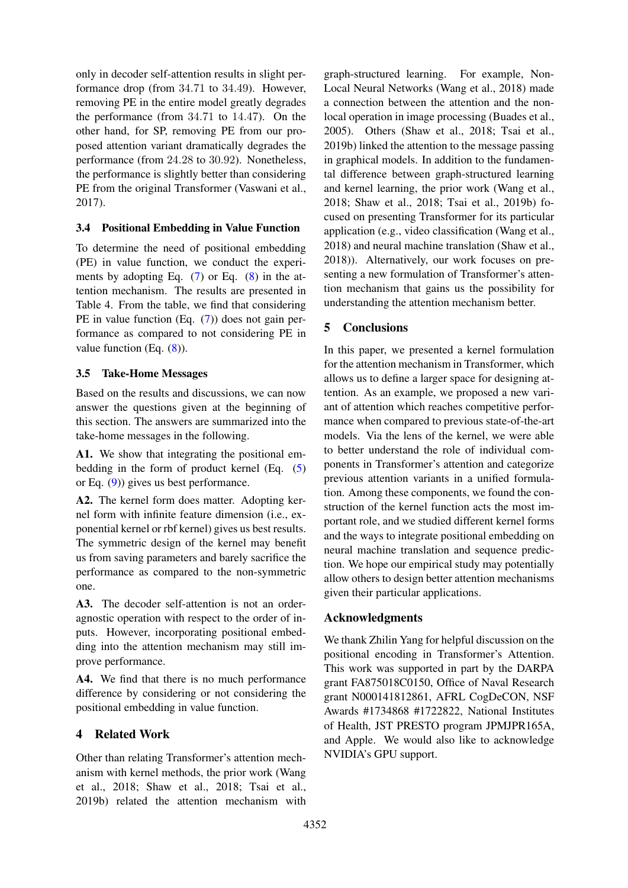only in decoder self-attention results in slight performance drop (from 34.71 to 34.49). However, removing PE in the entire model greatly degrades the performance (from 34.71 to 14.47). On the other hand, for SP, removing PE from our proposed attention variant dramatically degrades the performance (from 24.28 to 30.92). Nonetheless, the performance is slightly better than considering PE from the original Transformer (Vaswani et al., 2017).

### 3.4 Positional Embedding in Value Function

To determine the need of positional embedding (PE) in value function, we conduct the experiments by adopting Eq. (7) or Eq. (8) in the attention mechanism. The results are presented in Table 4. From the table, we find that considering PE in value function (Eq. (7)) does not gain performance as compared to not considering PE in value function (Eq. (8)).

### 3.5 Take-Home Messages

Based on the results and discussions, we can now answer the questions given at the beginning of this section. The answers are summarized into the take-home messages in the following.

**A1.** We show that integrating the positional embedding in the form of product kernel (Eq. (5) or Eq. (9)) gives us best performance.

**A2.** The kernel form does matter. Adopting kernel form with infinite feature dimension (i.e., exponential kernel or rbf kernel) gives us best results. The symmetric design of the kernel may benefit us from saving parameters and barely sacrifice the performance as compared to the non-symmetric one.

**A3.** The decoder self-attention is not an order-agnostic operation with respect to the order of inputs. However, incorporating positional embedding into the attention mechanism may still improve performance.

**A4.** We find that there is no much performance difference by considering or not considering the positional embedding in value function.

## 4 Related Work

Other than relating Transformer's attention mechanism with kernel methods, the prior work (Wang et al., 2018; Shaw et al., 2018; Tsai et al., 2019b) related the attention mechanism with graph-structured learning. For example, Non-Local Neural Networks (Wang et al., 2018) made a connection between the attention and the non-local operation in image processing (Buades et al., 2005). Others (Shaw et al., 2018; Tsai et al., 2019b) linked the attention to the message passing in graphical models. In addition to the fundamental difference between graph-structured learning and kernel learning, the prior work (Wang et al., 2018; Shaw et al., 2018; Tsai et al., 2019b) focused on presenting Transformer for its particular application (e.g., video classification (Wang et al., 2018) and neural machine translation (Shaw et al., 2018)). Alternatively, our work focuses on presenting a new formulation of Transformer's attention mechanism that gains us the possibility for understanding the attention mechanism better.

## 5 Conclusions

In this paper, we presented a kernel formulation for the attention mechanism in Transformer, which allows us to define a larger space for designing attention. As an example, we proposed a new variant of attention which reaches competitive performance when compared to previous state-of-the-art models. Via the lens of the kernel, we were able to better understand the role of individual components in Transformer's attention and categorize previous attention variants in a unified formulation. Among these components, we found the construction of the kernel function acts the most important role, and we studied different kernel forms and the ways to integrate positional embedding on neural machine translation and sequence prediction. We hope our empirical study may potentially allow others to design better attention mechanisms given their particular applications.

## Acknowledgments

We thank Zhilin Yang for helpful discussion on the positional encoding in Transformer's Attention. This work was supported in part by the DARPA grant FA875018C0150, Office of Naval Research grant N000141812861, AFRL CogDeCON, NSF Awards #1734868 #1722822, National Institutes of Health, JST PRESTO program JPMJPR165A, and Apple. We would also like to acknowledge NVIDIA's GPU support.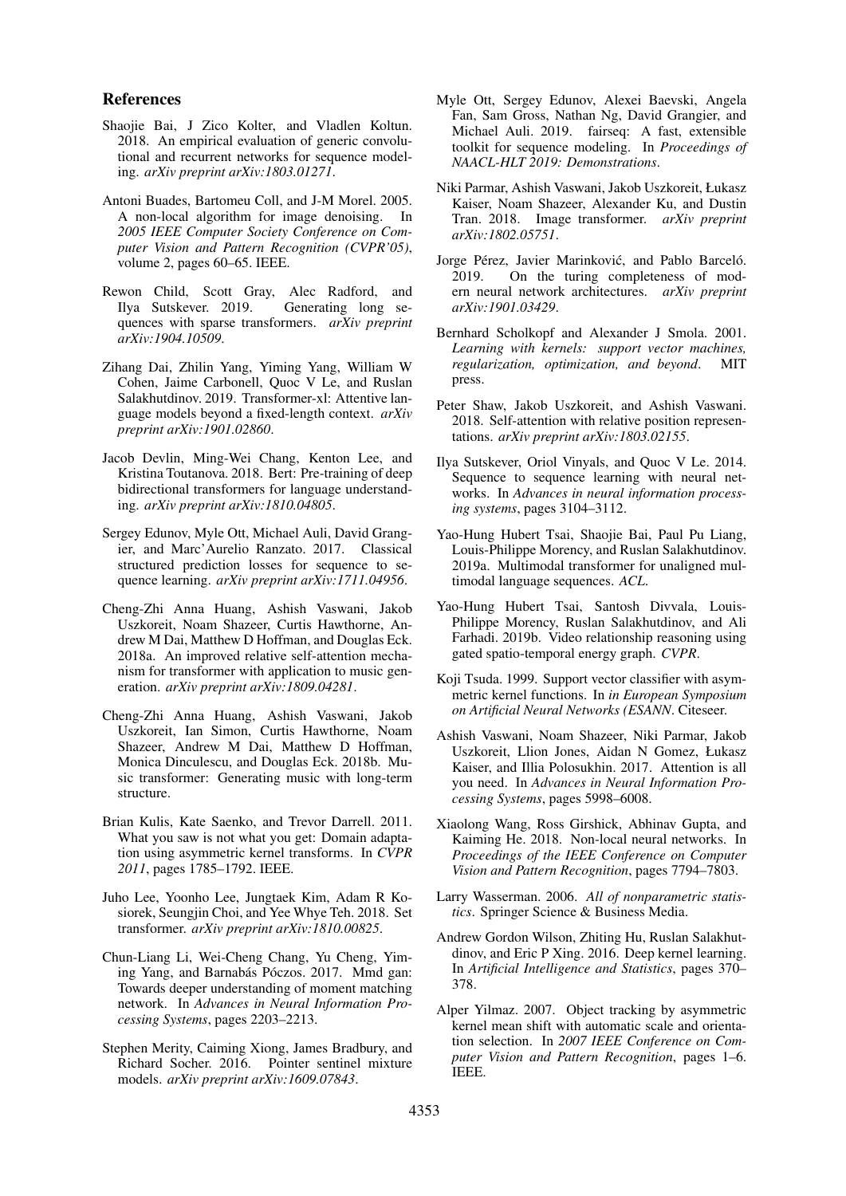## References

Shaojie Bai, J Zico Kolter, and Vladlen Koltun. 2018. An empirical evaluation of generic convolutional and recurrent networks for sequence modeling. *arXiv preprint arXiv:1803.01271*.

Antoni Buades, Bartomeu Coll, and J-M Morel. 2005. A non-local algorithm for image denoising. In *2005 IEEE Computer Society Conference on Computer Vision and Pattern Recognition (CVPR'05)*, volume 2, pages 60–65. IEEE.

Rewon Child, Scott Gray, Alec Radford, and Ilya Sutskever. 2019. Generating long sequences with sparse transformers. *arXiv preprint arXiv:1904.10509*.

Zihang Dai, Zhilin Yang, Yiming Yang, William W Cohen, Jaime Carbonell, Quoc V Le, and Ruslan Salakhutdinov. 2019. Transformer-xl: Attentive language models beyond a fixed-length context. *arXiv preprint arXiv:1901.02860*.

Jacob Devlin, Ming-Wei Chang, Kenton Lee, and Kristina Toutanova. 2018. Bert: Pre-training of deep bidirectional transformers for language understanding. *arXiv preprint arXiv:1810.04805*.

Sergey Edunov, Myle Ott, Michael Auli, David Grangier, and Marc'Aurelio Ranzato. 2017. Classical structured prediction losses for sequence to sequence learning. *arXiv preprint arXiv:1711.04956*.

Cheng-Zhi Anna Huang, Ashish Vaswani, Jakob Uszkoreit, Noam Shazeer, Curtis Hawthorne, Andrew M Dai, Matthew D Hoffman, and Douglas Eck. 2018a. An improved relative self-attention mechanism for transformer with application to music generation. *arXiv preprint arXiv:1809.04281*.

Cheng-Zhi Anna Huang, Ashish Vaswani, Jakob Uszkoreit, Ian Simon, Curtis Hawthorne, Noam Shazeer, Andrew M Dai, Matthew D Hoffman, Monica Dinculescu, and Douglas Eck. 2018b. Music transformer: Generating music with long-term structure.

Brian Kulis, Kate Saenko, and Trevor Darrell. 2011. What you saw is not what you get: Domain adaptation using asymmetric kernel transforms. In *CVPR 2011*, pages 1785–1792. IEEE.

Juho Lee, Yoonho Lee, Jungtaek Kim, Adam R Kosiorek, Seungjin Choi, and Yee Whye Teh. 2018. Set transformer. *arXiv preprint arXiv:1810.00825*.

Chun-Liang Li, Wei-Cheng Chang, Yu Cheng, Yiming Yang, and Barnabás Póczos. 2017. Mmd gan: Towards deeper understanding of moment matching network. In *Advances in Neural Information Processing Systems*, pages 2203–2213.

Stephen Merity, Caiming Xiong, James Bradbury, and Richard Socher. 2016. Pointer sentinel mixture models. *arXiv preprint arXiv:1609.07843*.

Myle Ott, Sergey Edunov, Alexei Baevski, Angela Fan, Sam Gross, Nathan Ng, David Grangier, and Michael Auli. 2019. fairseq: A fast, extensible toolkit for sequence modeling. In *Proceedings of NAACL-HLT 2019: Demonstrations*.

Niki Parmar, Ashish Vaswani, Jakob Uszkoreit, Łukasz Kaiser, Noam Shazeer, Alexander Ku, and Dustin Tran. 2018. Image transformer. *arXiv preprint arXiv:1802.05751*.

Jorge Pérez, Javier Marinković, and Pablo Barceló. 2019. On the turing completeness of modern neural network architectures. *arXiv preprint arXiv:1901.03429*.

Bernhard Scholkopf and Alexander J Smola. 2001. *Learning with kernels: support vector machines, regularization, optimization, and beyond*. MIT press.

Peter Shaw, Jakob Uszkoreit, and Ashish Vaswani. 2018. Self-attention with relative position representations. *arXiv preprint arXiv:1803.02155*.

Ilya Sutskever, Oriol Vinyals, and Quoc V Le. 2014. Sequence to sequence learning with neural networks. In *Advances in neural information processing systems*, pages 3104–3112.

Yao-Hung Hubert Tsai, Shaojie Bai, Paul Pu Liang, Louis-Philippe Morency, and Ruslan Salakhutdinov. 2019a. Multimodal transformer for unaligned multimodal language sequences. *ACL*.

Yao-Hung Hubert Tsai, Santosh Divvala, Louis-Philippe Morency, Ruslan Salakhutdinov, and Ali Farhadi. 2019b. Video relationship reasoning using gated spatio-temporal energy graph. *CVPR*.

Koji Tsuda. 1999. Support vector classifier with asymmetric kernel functions. In *in European Symposium on Artificial Neural Networks (ESANN*. Citeseer.

Ashish Vaswani, Noam Shazeer, Niki Parmar, Jakob Uszkoreit, Llion Jones, Aidan N Gomez, Łukasz Kaiser, and Illia Polosukhin. 2017. Attention is all you need. In *Advances in Neural Information Processing Systems*, pages 5998–6008.

Xiaolong Wang, Ross Girshick, Abhinav Gupta, and Kaiming He. 2018. Non-local neural networks. In *Proceedings of the IEEE Conference on Computer Vision and Pattern Recognition*, pages 7794–7803.

Larry Wasserman. 2006. *All of nonparametric statistics*. Springer Science & Business Media.

Andrew Gordon Wilson, Zhiting Hu, Ruslan Salakhutdinov, and Eric P Xing. 2016. Deep kernel learning. In *Artificial Intelligence and Statistics*, pages 370–378.

Alper Yilmaz. 2007. Object tracking by asymmetric kernel mean shift with automatic scale and orientation selection. In *2007 IEEE Conference on Computer Vision and Pattern Recognition*, pages 1–6. IEEE.